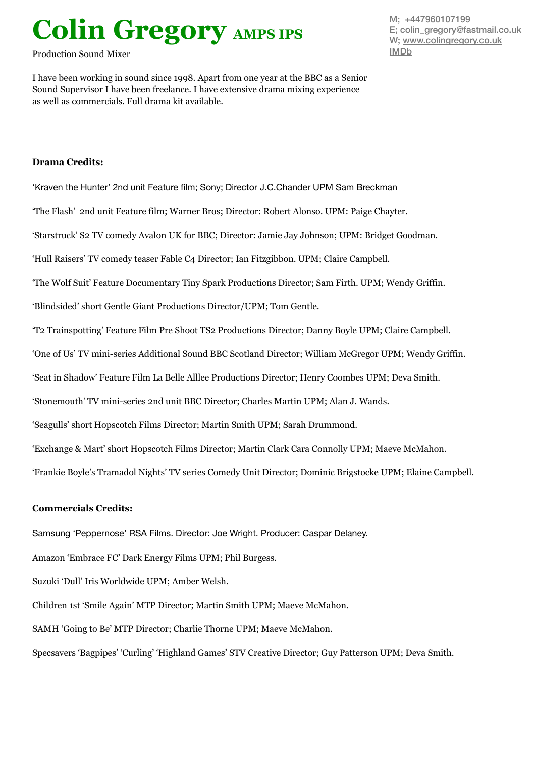# Colin Gregory AMPS IPS

Production Sound Mixer

M; +447960107199
E; colin_gregory@fastmail.co.uk
W; www.colingregory.co.uk
IMDb

I have been working in sound since 1998. Apart from one year at the BBC as a Senior Sound Supervisor I have been freelance. I have extensive drama mixing experience as well as commercials. Full drama kit available.

**Drama Credits:**

'Kraven the Hunter' 2nd unit Feature film; Sony; Director J.C.Chander UPM Sam Breckman

'The Flash' 2nd unit Feature film; Warner Bros; Director: Robert Alonso. UPM: Paige Chayter.

'Starstruck' S2 TV comedy Avalon UK for BBC; Director: Jamie Jay Johnson; UPM: Bridget Goodman.

'Hull Raisers' TV comedy teaser Fable C4 Director; Ian Fitzgibbon. UPM; Claire Campbell.

'The Wolf Suit' Feature Documentary Tiny Spark Productions Director; Sam Firth. UPM; Wendy Griffin.

'Blindsided' short Gentle Giant Productions Director/UPM; Tom Gentle.

'T2 Trainspotting' Feature Film Pre Shoot TS2 Productions Director; Danny Boyle UPM; Claire Campbell.

'One of Us' TV mini-series Additional Sound BBC Scotland Director; William McGregor UPM; Wendy Griffin.

'Seat in Shadow' Feature Film La Belle Alllee Productions Director; Henry Coombes UPM; Deva Smith.

'Stonemouth' TV mini-series 2nd unit BBC Director; Charles Martin UPM; Alan J. Wands.

'Seagulls' short Hopscotch Films Director; Martin Smith UPM; Sarah Drummond.

'Exchange & Mart' short Hopscotch Films Director; Martin Clark Cara Connolly UPM; Maeve McMahon.

'Frankie Boyle's Tramadol Nights' TV series Comedy Unit Director; Dominic Brigstocke UPM; Elaine Campbell.

**Commercials Credits:**

Samsung 'Peppernose' RSA Films. Director: Joe Wright. Producer: Caspar Delaney.

Amazon 'Embrace FC' Dark Energy Films UPM; Phil Burgess.

Suzuki 'Dull' Iris Worldwide UPM; Amber Welsh.

Children 1st 'Smile Again' MTP Director; Martin Smith UPM; Maeve McMahon.

SAMH 'Going to Be' MTP Director; Charlie Thorne UPM; Maeve McMahon.

Specsavers 'Bagpipes' 'Curling' 'Highland Games' STV Creative Director; Guy Patterson UPM; Deva Smith.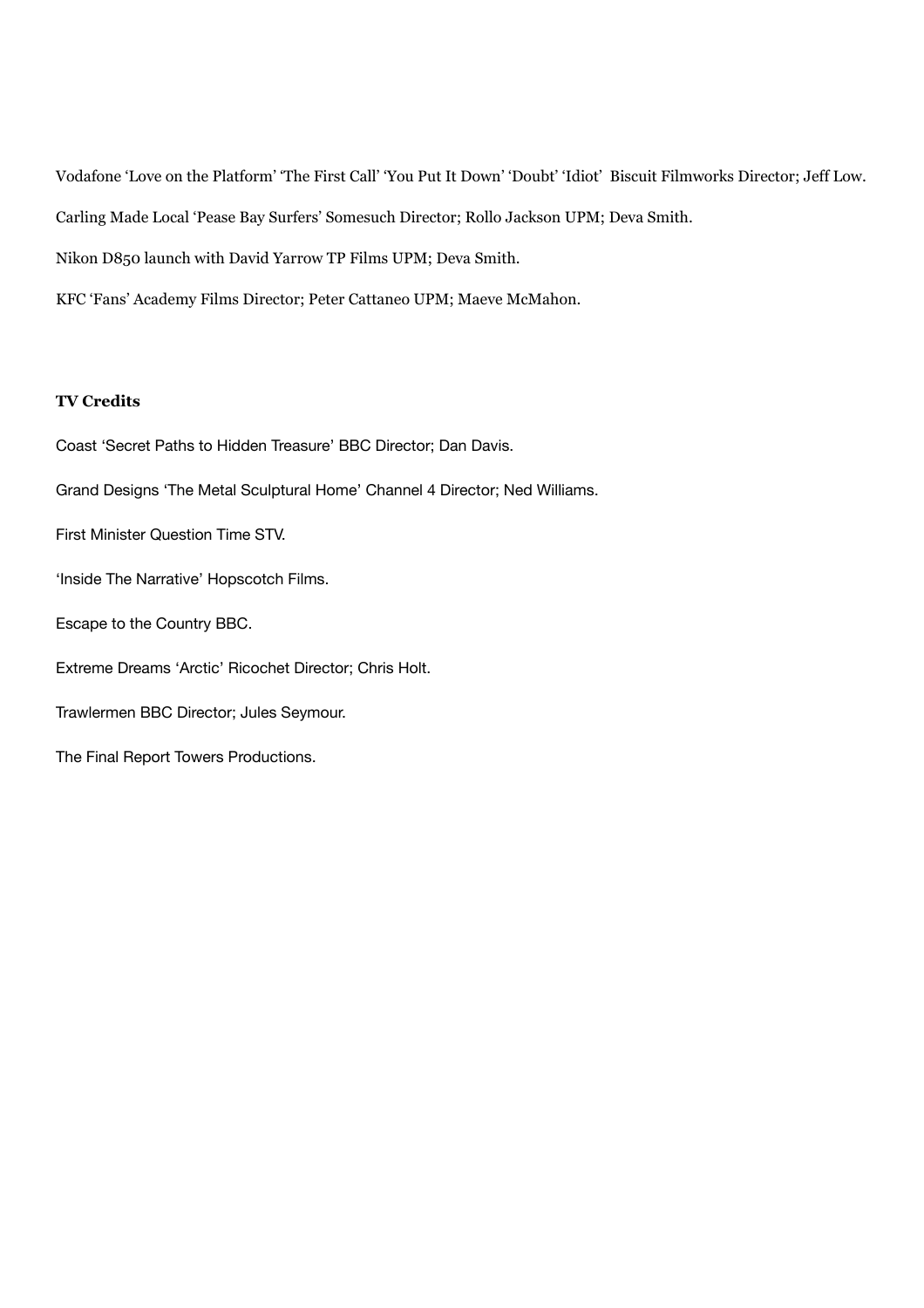Vodafone 'Love on the Platform' 'The First Call' 'You Put It Down' 'Doubt' 'Idiot'  Biscuit Filmworks Director; Jeff Low.

Carling Made Local 'Pease Bay Surfers' Somesuch Director; Rollo Jackson UPM; Deva Smith.

Nikon D850 launch with David Yarrow TP Films UPM; Deva Smith.

KFC 'Fans' Academy Films Director; Peter Cattaneo UPM; Maeve McMahon.

**TV Credits**

Coast 'Secret Paths to Hidden Treasure' BBC Director; Dan Davis.

Grand Designs 'The Metal Sculptural Home' Channel 4 Director; Ned Williams.

First Minister Question Time STV.

'Inside The Narrative' Hopscotch Films.

Escape to the Country BBC.

Extreme Dreams 'Arctic' Ricochet Director; Chris Holt.

Trawlermen BBC Director; Jules Seymour.

The Final Report Towers Productions.